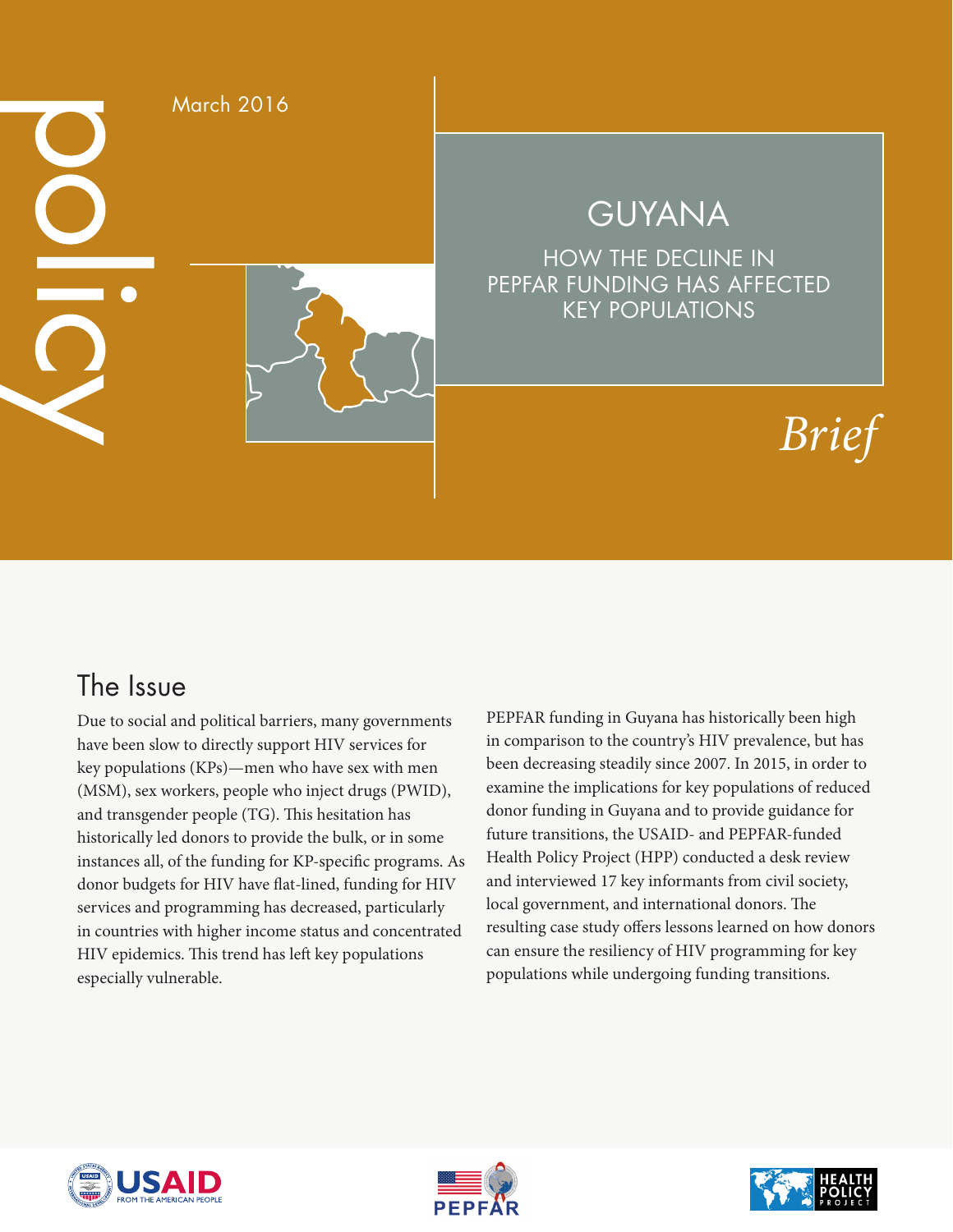policy

March 2016

# GUYANA

## HOW THE DECLINE IN PEPFAR FUNDING HAS AFFECTED KEY POPULATIONS

*Brief*

## The Issue

Due to social and political barriers, many governments have been slow to directly support HIV services for key populations (KPs)—men who have sex with men (MSM), sex workers, people who inject drugs (PWID), and transgender people (TG). This hesitation has historically led donors to provide the bulk, or in some instances all, of the funding for KP-specific programs. As donor budgets for HIV have flat-lined, funding for HIV services and programming has decreased, particularly in countries with higher income status and concentrated HIV epidemics. This trend has left key populations especially vulnerable.

PEPFAR funding in Guyana has historically been high in comparison to the country's HIV prevalence, but has been decreasing steadily since 2007. In 2015, in order to examine the implications for key populations of reduced donor funding in Guyana and to provide guidance for future transitions, the USAID- and PEPFAR-funded Health Policy Project (HPP) conducted a desk review and interviewed 17 key informants from civil society, local government, and international donors. The resulting case study offers lessons learned on how donors can ensure the resiliency of HIV programming for key populations while undergoing funding transitions.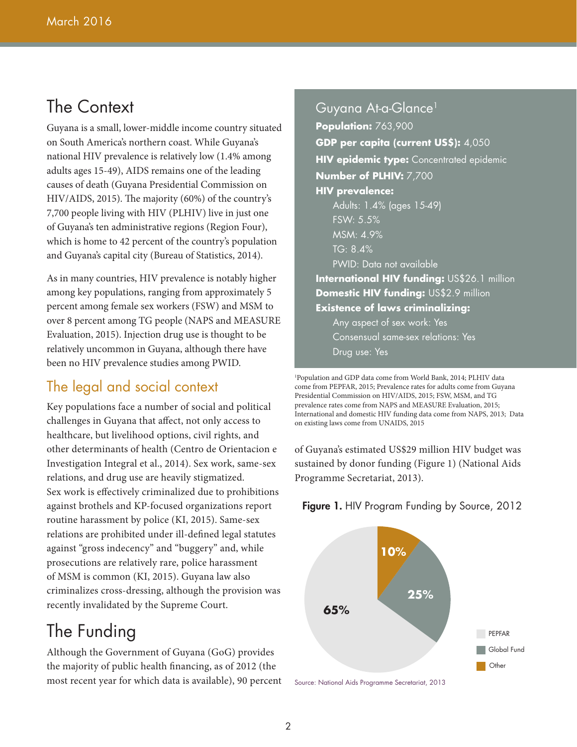# The Context

Guyana is a small, lower-middle income country situated on South America's northern coast. While Guyana's national HIV prevalence is relatively low (1.4% among adults ages 15-49), AIDS remains one of the leading causes of death (Guyana Presidential Commission on HIV/AIDS, 2015). The majority (60%) of the country's 7,700 people living with HIV (PLHIV) live in just one of Guyana's ten administrative regions (Region Four), which is home to 42 percent of the country's population and Guyana's capital city (Bureau of Statistics, 2014).

As in many countries, HIV prevalence is notably higher among key populations, ranging from approximately 5 percent among female sex workers (FSW) and MSM to over 8 percent among TG people (NAPS and MEASURE Evaluation, 2015). Injection drug use is thought to be relatively uncommon in Guyana, although there have been no HIV prevalence studies among PWID.

## The legal and social context

Key populations face a number of social and political challenges in Guyana that affect, not only access to healthcare, but livelihood options, civil rights, and other determinants of health (Centro de Orientacion e Investigation Integral et al., 2014). Sex work, same-sex relations, and drug use are heavily stigmatized. Sex work is effectively criminalized due to prohibitions against brothels and KP-focused organizations report routine harassment by police (KI, 2015). Same-sex relations are prohibited under ill-defined legal statutes against "gross indecency" and "buggery" and, while prosecutions are relatively rare, police harassment of MSM is common (KI, 2015). Guyana law also criminalizes cross-dressing, although the provision was recently invalidated by the Supreme Court.

# The Funding

Although the Government of Guyana (GoG) provides the majority of public health financing, as of 2012 (the most recent year for which data is available), 90 percent of Guyana's estimated US$29 million HIV budget was sustained by donor funding (Figure 1) (National Aids Programme Secretariat, 2013).

## Guyana At-a-Glance[1]

**Population:** 763,900
**GDP per capita (current US$):** 4,050
**HIV epidemic type:** Concentrated epidemic
**Number of PLHIV:** 7,700
**HIV prevalence:**
- Adults: 1.4% (ages 15-49)
- FSW: 5.5%
- MSM: 4.9%
- TG: 8.4%
- PWID: Data not available

**International HIV funding:** US$26.1 million
**Domestic HIV funding:** US$2.9 million
**Existence of laws criminalizing:**
- Any aspect of sex work: Yes
- Consensual same-sex relations: Yes
- Drug use: Yes

[1]Population and GDP data come from World Bank, 2014; PLHIV data come from PEPFAR, 2015; Prevalence rates for adults come from Guyana Presidential Commission on HIV/AIDS, 2015; FSW, MSM, and TG prevalence rates come from NAPS and MEASURE Evaluation, 2015; International and domestic HIV funding data come from NAPS, 2013; Data on existing laws come from UNAIDS, 2015

**Figure 1.** HIV Program Funding by Source, 2012

| Source | Share |
|---|---|
| PEPFAR | 65% |
| Global Fund | 25% |
| Other | 10% |

Source: National Aids Programme Secretariat, 2013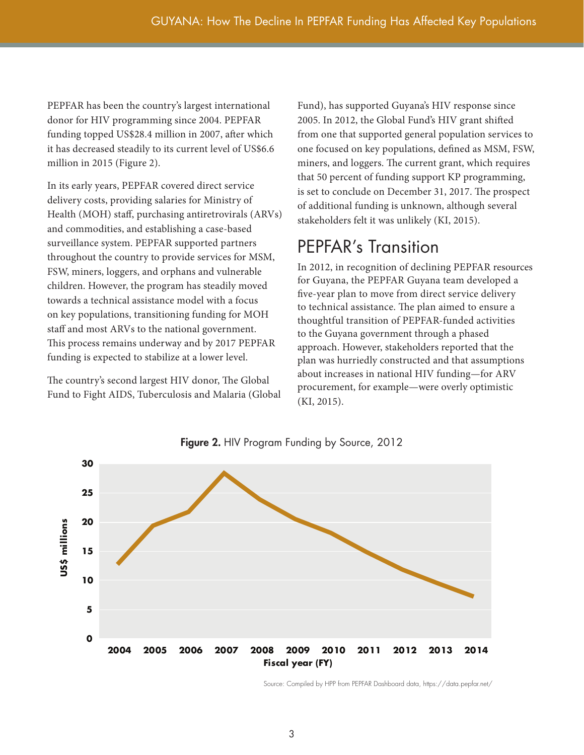PEPFAR has been the country's largest international donor for HIV programming since 2004. PEPFAR funding topped US$28.4 million in 2007, after which it has decreased steadily to its current level of US$6.6 million in 2015 (Figure 2).

In its early years, PEPFAR covered direct service delivery costs, providing salaries for Ministry of Health (MOH) staff, purchasing antiretrovirals (ARVs) and commodities, and establishing a case-based surveillance system. PEPFAR supported partners throughout the country to provide services for MSM, FSW, miners, loggers, and orphans and vulnerable children. However, the program has steadily moved towards a technical assistance model with a focus on key populations, transitioning funding for MOH staff and most ARVs to the national government. This process remains underway and by 2017 PEPFAR funding is expected to stabilize at a lower level.

The country's second largest HIV donor, The Global Fund to Fight AIDS, Tuberculosis and Malaria (Global Fund), has supported Guyana's HIV response since 2005. In 2012, the Global Fund's HIV grant shifted from one that supported general population services to one focused on key populations, defined as MSM, FSW, miners, and loggers. The current grant, which requires that 50 percent of funding support KP programming, is set to conclude on December 31, 2017. The prospect of additional funding is unknown, although several stakeholders felt it was unlikely (KI, 2015).

## PEPFAR's Transition

In 2012, in recognition of declining PEPFAR resources for Guyana, the PEPFAR Guyana team developed a five-year plan to move from direct service delivery to technical assistance. The plan aimed to ensure a thoughtful transition of PEPFAR-funded activities to the Guyana government through a phased approach. However, stakeholders reported that the plan was hurriedly constructed and that assumptions about increases in national HIV funding—for ARV procurement, for example—were overly optimistic (KI, 2015).

**Figure 2.** HIV Program Funding by Source, 2012

Source: Compiled by HPP from PEPFAR Dashboard data, https://data.pepfar.net/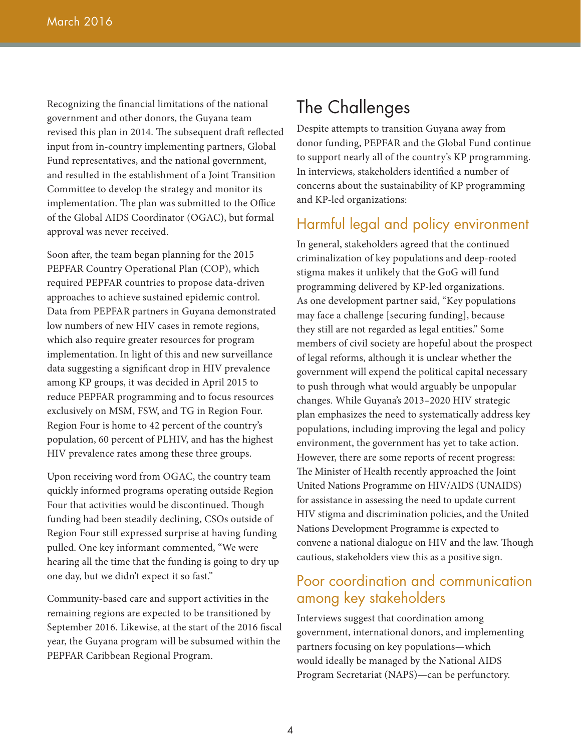Recognizing the financial limitations of the national government and other donors, the Guyana team revised this plan in 2014. The subsequent draft reflected input from in-country implementing partners, Global Fund representatives, and the national government, and resulted in the establishment of a Joint Transition Committee to develop the strategy and monitor its implementation. The plan was submitted to the Office of the Global AIDS Coordinator (OGAC), but formal approval was never received.

Soon after, the team began planning for the 2015 PEPFAR Country Operational Plan (COP), which required PEPFAR countries to propose data-driven approaches to achieve sustained epidemic control. Data from PEPFAR partners in Guyana demonstrated low numbers of new HIV cases in remote regions, which also require greater resources for program implementation. In light of this and new surveillance data suggesting a significant drop in HIV prevalence among KP groups, it was decided in April 2015 to reduce PEPFAR programming and to focus resources exclusively on MSM, FSW, and TG in Region Four. Region Four is home to 42 percent of the country's population, 60 percent of PLHIV, and has the highest HIV prevalence rates among these three groups.

Upon receiving word from OGAC, the country team quickly informed programs operating outside Region Four that activities would be discontinued. Though funding had been steadily declining, CSOs outside of Region Four still expressed surprise at having funding pulled. One key informant commented, "We were hearing all the time that the funding is going to dry up one day, but we didn't expect it so fast."

Community-based care and support activities in the remaining regions are expected to be transitioned by September 2016. Likewise, at the start of the 2016 fiscal year, the Guyana program will be subsumed within the PEPFAR Caribbean Regional Program.

# The Challenges

Despite attempts to transition Guyana away from donor funding, PEPFAR and the Global Fund continue to support nearly all of the country's KP programming. In interviews, stakeholders identified a number of concerns about the sustainability of KP programming and KP-led organizations:

## Harmful legal and policy environment

In general, stakeholders agreed that the continued criminalization of key populations and deep-rooted stigma makes it unlikely that the GoG will fund programming delivered by KP-led organizations. As one development partner said, "Key populations may face a challenge [securing funding], because they still are not regarded as legal entities." Some members of civil society are hopeful about the prospect of legal reforms, although it is unclear whether the government will expend the political capital necessary to push through what would arguably be unpopular changes. While Guyana's 2013–2020 HIV strategic plan emphasizes the need to systematically address key populations, including improving the legal and policy environment, the government has yet to take action. However, there are some reports of recent progress: The Minister of Health recently approached the Joint United Nations Programme on HIV/AIDS (UNAIDS) for assistance in assessing the need to update current HIV stigma and discrimination policies, and the United Nations Development Programme is expected to convene a national dialogue on HIV and the law. Though cautious, stakeholders view this as a positive sign.

## Poor coordination and communication among key stakeholders

Interviews suggest that coordination among government, international donors, and implementing partners focusing on key populations—which would ideally be managed by the National AIDS Program Secretariat (NAPS)—can be perfunctory.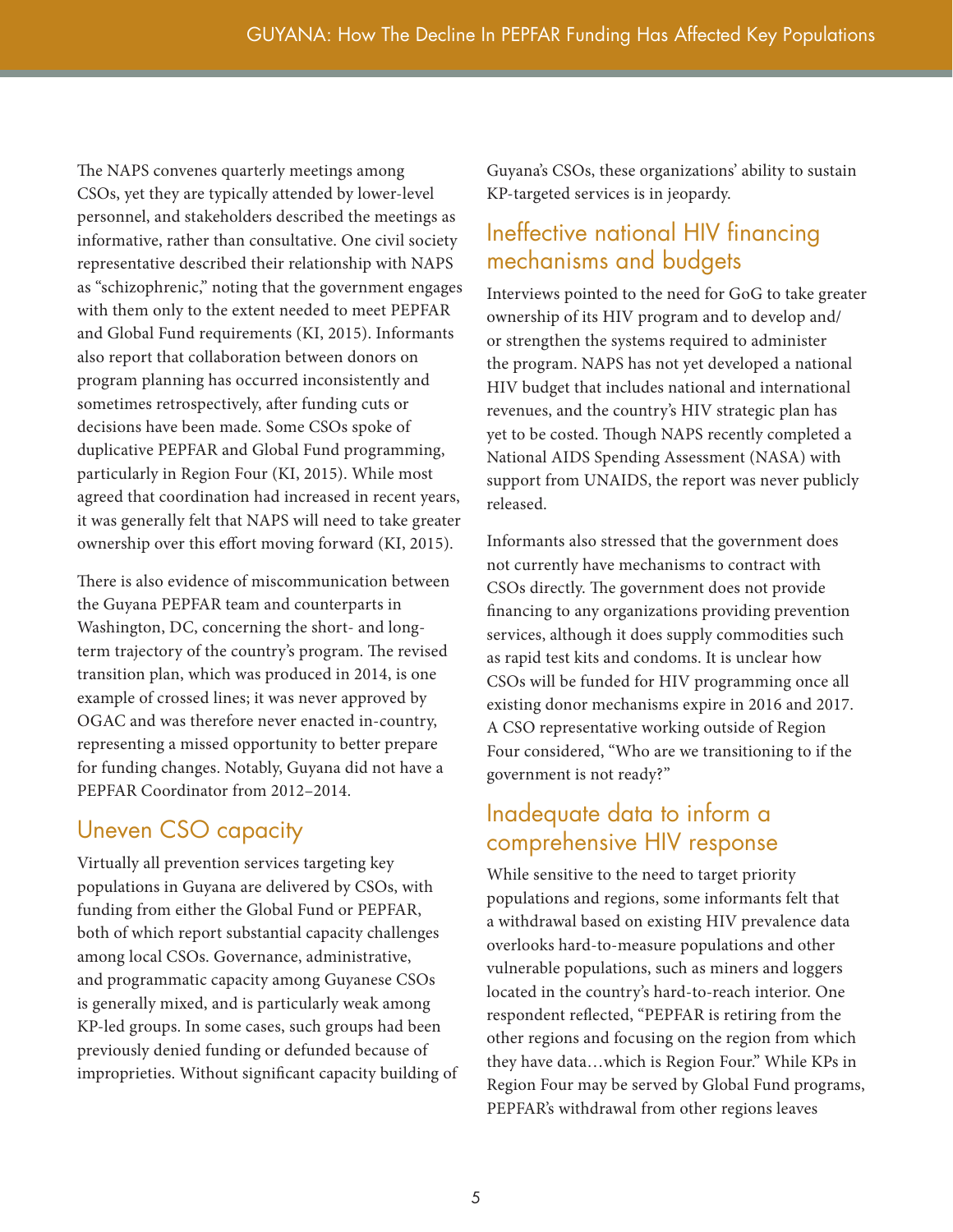The NAPS convenes quarterly meetings among CSOs, yet they are typically attended by lower-level personnel, and stakeholders described the meetings as informative, rather than consultative. One civil society representative described their relationship with NAPS as "schizophrenic," noting that the government engages with them only to the extent needed to meet PEPFAR and Global Fund requirements (KI, 2015). Informants also report that collaboration between donors on program planning has occurred inconsistently and sometimes retrospectively, after funding cuts or decisions have been made. Some CSOs spoke of duplicative PEPFAR and Global Fund programming, particularly in Region Four (KI, 2015). While most agreed that coordination had increased in recent years, it was generally felt that NAPS will need to take greater ownership over this effort moving forward (KI, 2015).

There is also evidence of miscommunication between the Guyana PEPFAR team and counterparts in Washington, DC, concerning the short- and long-term trajectory of the country's program. The revised transition plan, which was produced in 2014, is one example of crossed lines; it was never approved by OGAC and was therefore never enacted in-country, representing a missed opportunity to better prepare for funding changes. Notably, Guyana did not have a PEPFAR Coordinator from 2012–2014.

## Uneven CSO capacity

Virtually all prevention services targeting key populations in Guyana are delivered by CSOs, with funding from either the Global Fund or PEPFAR, both of which report substantial capacity challenges among local CSOs. Governance, administrative, and programmatic capacity among Guyanese CSOs is generally mixed, and is particularly weak among KP-led groups. In some cases, such groups had been previously denied funding or defunded because of improprieties. Without significant capacity building of Guyana's CSOs, these organizations' ability to sustain KP-targeted services is in jeopardy.

## Ineffective national HIV financing mechanisms and budgets

Interviews pointed to the need for GoG to take greater ownership of its HIV program and to develop and/or strengthen the systems required to administer the program. NAPS has not yet developed a national HIV budget that includes national and international revenues, and the country's HIV strategic plan has yet to be costed. Though NAPS recently completed a National AIDS Spending Assessment (NASA) with support from UNAIDS, the report was never publicly released.

Informants also stressed that the government does not currently have mechanisms to contract with CSOs directly. The government does not provide financing to any organizations providing prevention services, although it does supply commodities such as rapid test kits and condoms. It is unclear how CSOs will be funded for HIV programming once all existing donor mechanisms expire in 2016 and 2017. A CSO representative working outside of Region Four considered, "Who are we transitioning to if the government is not ready?"

## Inadequate data to inform a comprehensive HIV response

While sensitive to the need to target priority populations and regions, some informants felt that a withdrawal based on existing HIV prevalence data overlooks hard-to-measure populations and other vulnerable populations, such as miners and loggers located in the country's hard-to-reach interior. One respondent reflected, "PEPFAR is retiring from the other regions and focusing on the region from which they have data…which is Region Four." While KPs in Region Four may be served by Global Fund programs, PEPFAR's withdrawal from other regions leaves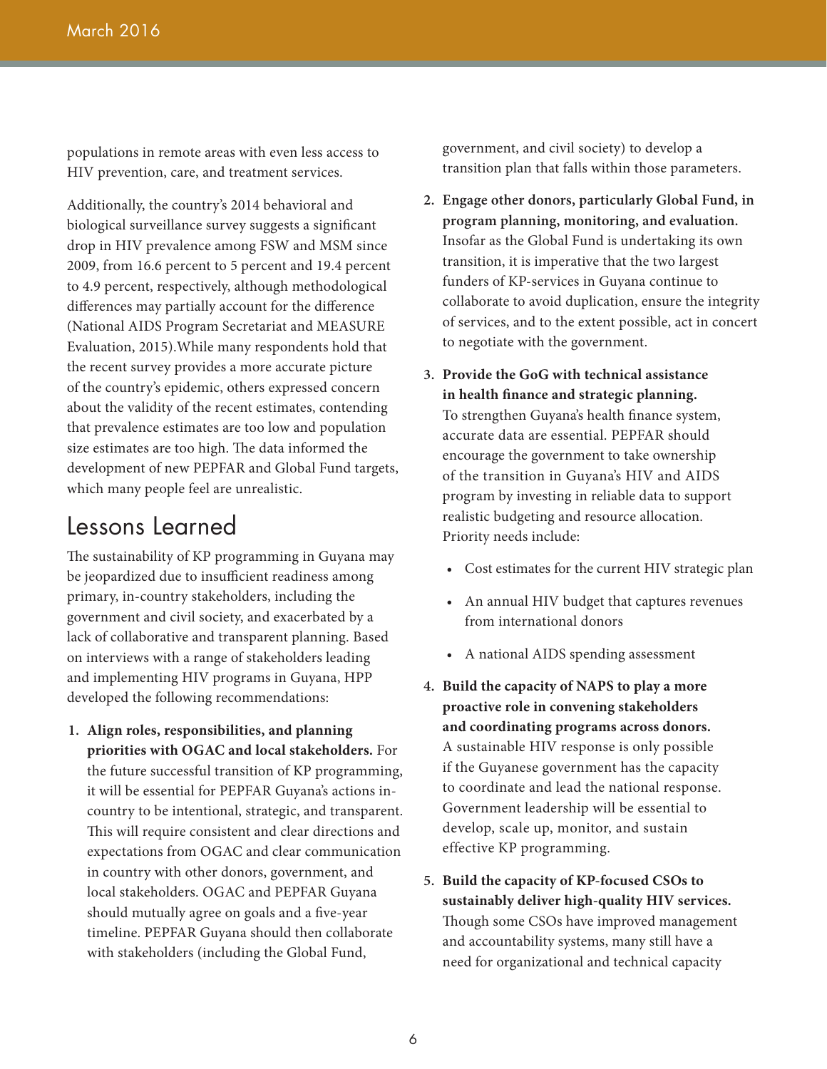populations in remote areas with even less access to HIV prevention, care, and treatment services.

Additionally, the country's 2014 behavioral and biological surveillance survey suggests a significant drop in HIV prevalence among FSW and MSM since 2009, from 16.6 percent to 5 percent and 19.4 percent to 4.9 percent, respectively, although methodological differences may partially account for the difference (National AIDS Program Secretariat and MEASURE Evaluation, 2015).While many respondents hold that the recent survey provides a more accurate picture of the country's epidemic, others expressed concern about the validity of the recent estimates, contending that prevalence estimates are too low and population size estimates are too high. The data informed the development of new PEPFAR and Global Fund targets, which many people feel are unrealistic.

## Lessons Learned

The sustainability of KP programming in Guyana may be jeopardized due to insufficient readiness among primary, in-country stakeholders, including the government and civil society, and exacerbated by a lack of collaborative and transparent planning. Based on interviews with a range of stakeholders leading and implementing HIV programs in Guyana, HPP developed the following recommendations:

1. **Align roles, responsibilities, and planning priorities with OGAC and local stakeholders.** For the future successful transition of KP programming, it will be essential for PEPFAR Guyana's actions in-country to be intentional, strategic, and transparent. This will require consistent and clear directions and expectations from OGAC and clear communication in country with other donors, government, and local stakeholders. OGAC and PEPFAR Guyana should mutually agree on goals and a five-year timeline. PEPFAR Guyana should then collaborate with stakeholders (including the Global Fund, government, and civil society) to develop a transition plan that falls within those parameters.
2. **Engage other donors, particularly Global Fund, in program planning, monitoring, and evaluation.** Insofar as the Global Fund is undertaking its own transition, it is imperative that the two largest funders of KP-services in Guyana continue to collaborate to avoid duplication, ensure the integrity of services, and to the extent possible, act in concert to negotiate with the government.
3. **Provide the GoG with technical assistance in health finance and strategic planning.** To strengthen Guyana's health finance system, accurate data are essential. PEPFAR should encourage the government to take ownership of the transition in Guyana's HIV and AIDS program by investing in reliable data to support realistic budgeting and resource allocation. Priority needs include:
   - Cost estimates for the current HIV strategic plan
   - An annual HIV budget that captures revenues from international donors
   - A national AIDS spending assessment
4. **Build the capacity of NAPS to play a more proactive role in convening stakeholders and coordinating programs across donors.** A sustainable HIV response is only possible if the Guyanese government has the capacity to coordinate and lead the national response. Government leadership will be essential to develop, scale up, monitor, and sustain effective KP programming.
5. **Build the capacity of KP-focused CSOs to sustainably deliver high-quality HIV services.** Though some CSOs have improved management and accountability systems, many still have a need for organizational and technical capacity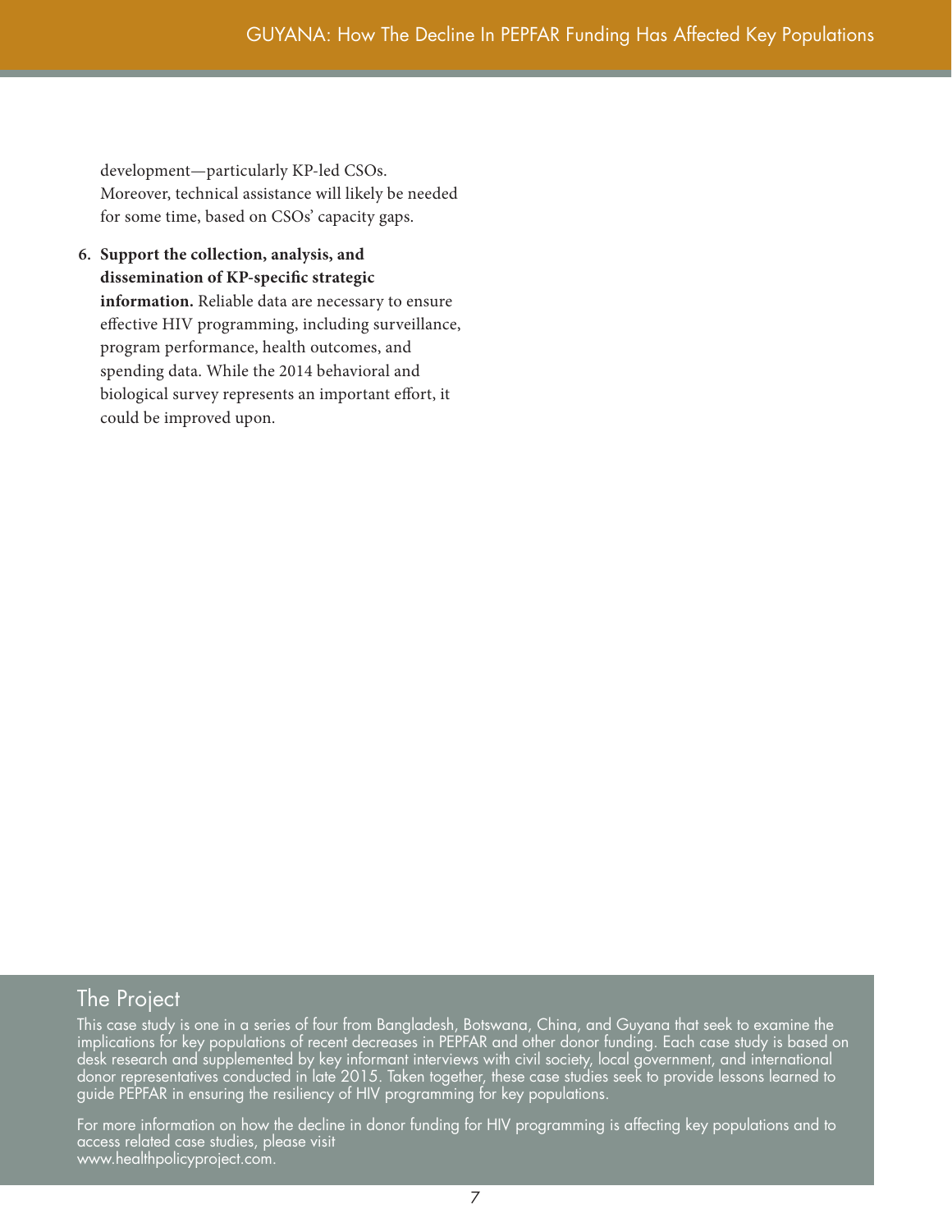development—particularly KP-led CSOs. Moreover, technical assistance will likely be needed for some time, based on CSOs' capacity gaps.

6. **Support the collection, analysis, and dissemination of KP-specific strategic information.** Reliable data are necessary to ensure effective HIV programming, including surveillance, program performance, health outcomes, and spending data. While the 2014 behavioral and biological survey represents an important effort, it could be improved upon.

## The Project

This case study is one in a series of four from Bangladesh, Botswana, China, and Guyana that seek to examine the implications for key populations of recent decreases in PEPFAR and other donor funding. Each case study is based on desk research and supplemented by key informant interviews with civil society, local government, and international donor representatives conducted in late 2015. Taken together, these case studies seek to provide lessons learned to guide PEPFAR in ensuring the resiliency of HIV programming for key populations.

For more information on how the decline in donor funding for HIV programming is affecting key populations and to access related case studies, please visit www.healthpolicyproject.com.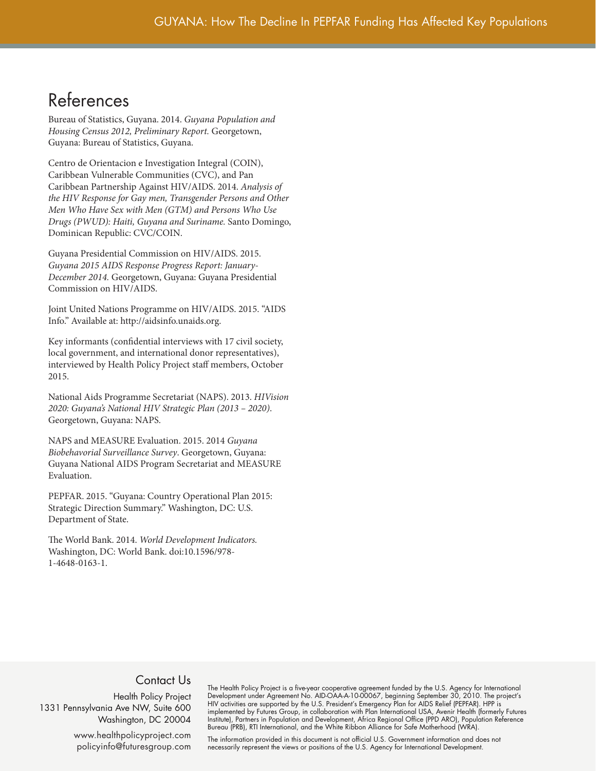## References

Bureau of Statistics, Guyana. 2014. *Guyana Population and Housing Census 2012, Preliminary Report.* Georgetown, Guyana: Bureau of Statistics, Guyana.

Centro de Orientacion e Investigation Integral (COIN), Caribbean Vulnerable Communities (CVC), and Pan Caribbean Partnership Against HIV/AIDS. 2014. *Analysis of the HIV Response for Gay men, Transgender Persons and Other Men Who Have Sex with Men (GTM) and Persons Who Use Drugs (PWUD): Haiti, Guyana and Suriname.* Santo Domingo, Dominican Republic: CVC/COIN.

Guyana Presidential Commission on HIV/AIDS. 2015. *Guyana 2015 AIDS Response Progress Report: January-December 2014.* Georgetown, Guyana: Guyana Presidential Commission on HIV/AIDS.

Joint United Nations Programme on HIV/AIDS. 2015. "AIDS Info." Available at: http://aidsinfo.unaids.org.

Key informants (confidential interviews with 17 civil society, local government, and international donor representatives), interviewed by Health Policy Project staff members, October 2015.

National Aids Programme Secretariat (NAPS). 2013. *HIVision 2020: Guyana's National HIV Strategic Plan (2013 – 2020).* Georgetown, Guyana: NAPS.

NAPS and MEASURE Evaluation. 2015. 2014 *Guyana Biobehavorial Surveillance Survey*. Georgetown, Guyana: Guyana National AIDS Program Secretariat and MEASURE Evaluation.

PEPFAR. 2015. "Guyana: Country Operational Plan 2015: Strategic Direction Summary." Washington, DC: U.S. Department of State.

The World Bank. 2014. *World Development Indicators.* Washington, DC: World Bank. doi:10.1596/978-1-4648-0163-1.

### Contact Us

Health Policy Project
1331 Pennsylvania Ave NW, Suite 600
Washington, DC 20004

www.healthpolicyproject.com
policyinfo@futuresgroup.com

The Health Policy Project is a five-year cooperative agreement funded by the U.S. Agency for International Development under Agreement No. AID-OAA-A-10-00067, beginning September 30, 2010. The project's HIV activities are supported by the U.S. President's Emergency Plan for AIDS Relief (PEPFAR). HPP is implemented by Futures Group, in collaboration with Plan International USA, Avenir Health (formerly Futures Institute), Partners in Population and Development, Africa Regional Office (PPD ARO), Population Reference Bureau (PRB), RTI International, and the White Ribbon Alliance for Safe Motherhood (WRA).

The information provided in this document is not official U.S. Government information and does not necessarily represent the views or positions of the U.S. Agency for International Development.